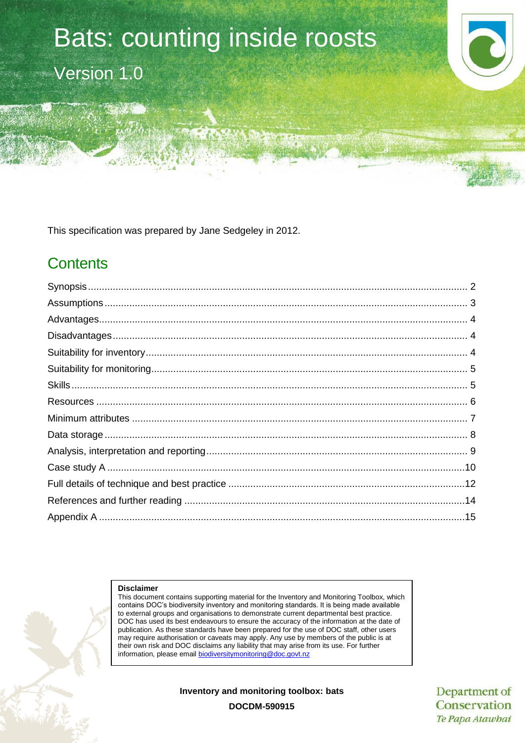# Bats: counting inside roosts

## Version 1.0

This specification was prepared by Jane Sedgeley in 2012.

## Contents

Synopsis .......... 2
Assumptions .......... 3
Advantages .......... 4
Disadvantages .......... 4
Suitability for inventory .......... 4
Suitability for monitoring .......... 5
Skills .......... 5
Resources .......... 6
Minimum attributes .......... 7
Data storage .......... 8
Analysis, interpretation and reporting .......... 9
Case study A .......... 10
Full details of technique and best practice .......... 12
References and further reading .......... 14
Appendix A .......... 15

**Disclaimer**
This document contains supporting material for the Inventory and Monitoring Toolbox, which contains DOC's biodiversity inventory and monitoring standards. It is being made available to external groups and organisations to demonstrate current departmental best practice. DOC has used its best endeavours to ensure the accuracy of the information at the date of publication. As these standards have been prepared for the use of DOC staff, other users may require authorisation or caveats may apply. Any use by members of the public is at their own risk and DOC disclaims any liability that may arise from its use. For further information, please email biodiversitymonitoring@doc.govt.nz

**Inventory and monitoring toolbox: bats**

**DOCDM-590915**

Department of Conservation
*Te Papa Atawhai*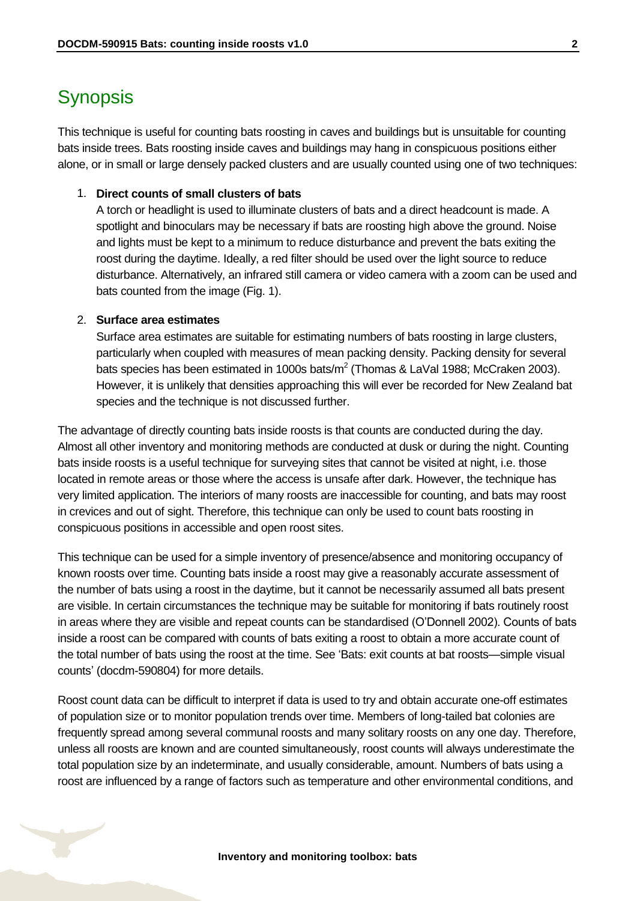## Synopsis

This technique is useful for counting bats roosting in caves and buildings but is unsuitable for counting bats inside trees. Bats roosting inside caves and buildings may hang in conspicuous positions either alone, or in small or large densely packed clusters and are usually counted using one of two techniques:

1. **Direct counts of small clusters of bats**
   A torch or headlight is used to illuminate clusters of bats and a direct headcount is made. A spotlight and binoculars may be necessary if bats are roosting high above the ground. Noise and lights must be kept to a minimum to reduce disturbance and prevent the bats exiting the roost during the daytime. Ideally, a red filter should be used over the light source to reduce disturbance. Alternatively, an infrared still camera or video camera with a zoom can be used and bats counted from the image (Fig. 1).

2. **Surface area estimates**
   Surface area estimates are suitable for estimating numbers of bats roosting in large clusters, particularly when coupled with measures of mean packing density. Packing density for several bats species has been estimated in 1000s bats/$m^2$ (Thomas & LaVal 1988; McCraken 2003). However, it is unlikely that densities approaching this will ever be recorded for New Zealand bat species and the technique is not discussed further.

The advantage of directly counting bats inside roosts is that counts are conducted during the day. Almost all other inventory and monitoring methods are conducted at dusk or during the night. Counting bats inside roosts is a useful technique for surveying sites that cannot be visited at night, i.e. those located in remote areas or those where the access is unsafe after dark. However, the technique has very limited application. The interiors of many roosts are inaccessible for counting, and bats may roost in crevices and out of sight. Therefore, this technique can only be used to count bats roosting in conspicuous positions in accessible and open roost sites.

This technique can be used for a simple inventory of presence/absence and monitoring occupancy of known roosts over time. Counting bats inside a roost may give a reasonably accurate assessment of the number of bats using a roost in the daytime, but it cannot be necessarily assumed all bats present are visible. In certain circumstances the technique may be suitable for monitoring if bats routinely roost in areas where they are visible and repeat counts can be standardised (O'Donnell 2002). Counts of bats inside a roost can be compared with counts of bats exiting a roost to obtain a more accurate count of the total number of bats using the roost at the time. See 'Bats: exit counts at bat roosts—simple visual counts' (docdm-590804) for more details.

Roost count data can be difficult to interpret if data is used to try and obtain accurate one-off estimates of population size or to monitor population trends over time. Members of long-tailed bat colonies are frequently spread among several communal roosts and many solitary roosts on any one day. Therefore, unless all roosts are known and are counted simultaneously, roost counts will always underestimate the total population size by an indeterminate, and usually considerable, amount. Numbers of bats using a roost are influenced by a range of factors such as temperature and other environmental conditions, and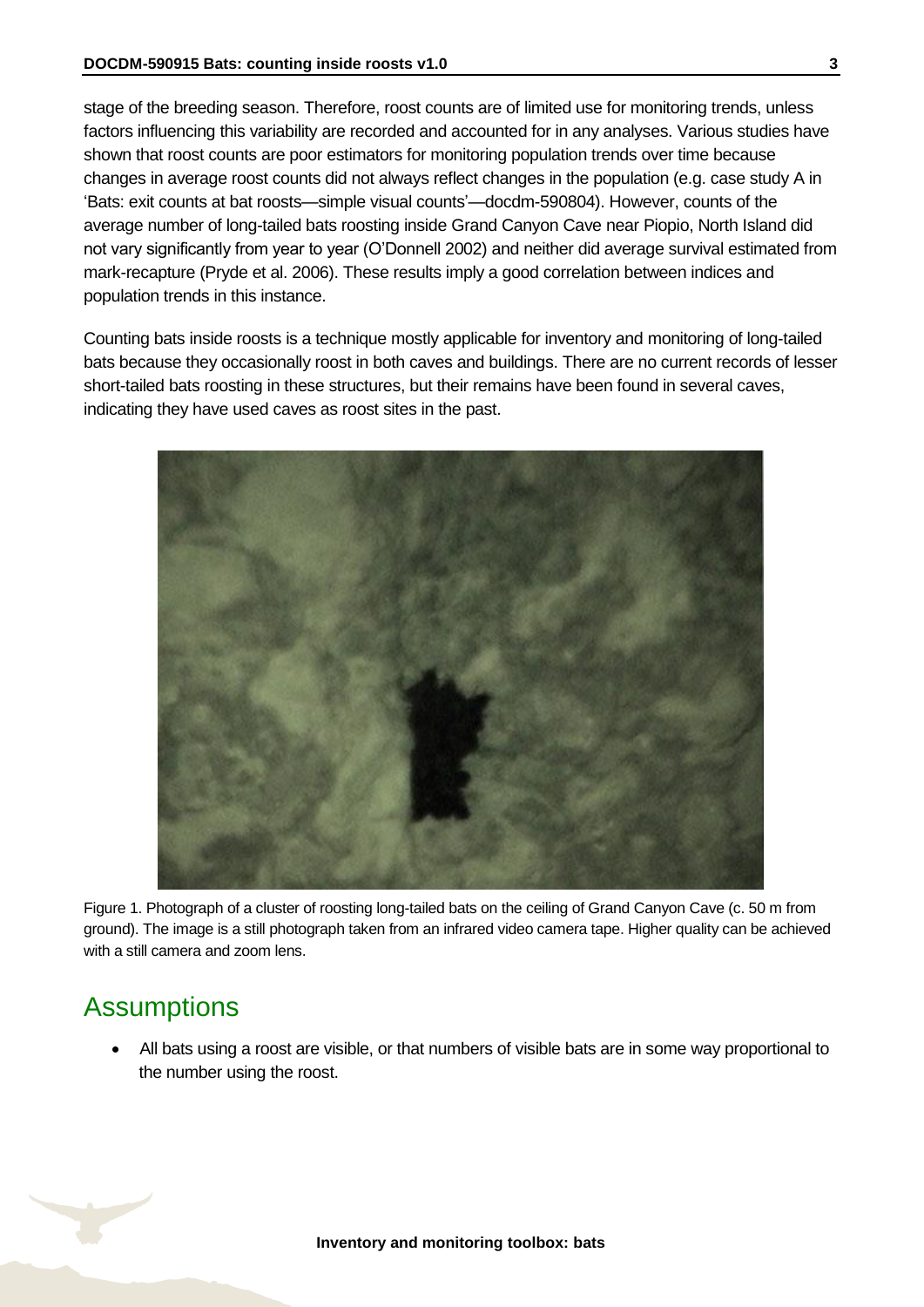stage of the breeding season. Therefore, roost counts are of limited use for monitoring trends, unless factors influencing this variability are recorded and accounted for in any analyses. Various studies have shown that roost counts are poor estimators for monitoring population trends over time because changes in average roost counts did not always reflect changes in the population (e.g. case study A in 'Bats: exit counts at bat roosts—simple visual counts'—docdm-590804). However, counts of the average number of long-tailed bats roosting inside Grand Canyon Cave near Piopio, North Island did not vary significantly from year to year (O'Donnell 2002) and neither did average survival estimated from mark-recapture (Pryde et al. 2006). These results imply a good correlation between indices and population trends in this instance.

Counting bats inside roosts is a technique mostly applicable for inventory and monitoring of long-tailed bats because they occasionally roost in both caves and buildings. There are no current records of lesser short-tailed bats roosting in these structures, but their remains have been found in several caves, indicating they have used caves as roost sites in the past.

Figure 1. Photograph of a cluster of roosting long-tailed bats on the ceiling of Grand Canyon Cave (c. 50 m from ground). The image is a still photograph taken from an infrared video camera tape. Higher quality can be achieved with a still camera and zoom lens.

## Assumptions

- All bats using a roost are visible, or that numbers of visible bats are in some way proportional to the number using the roost.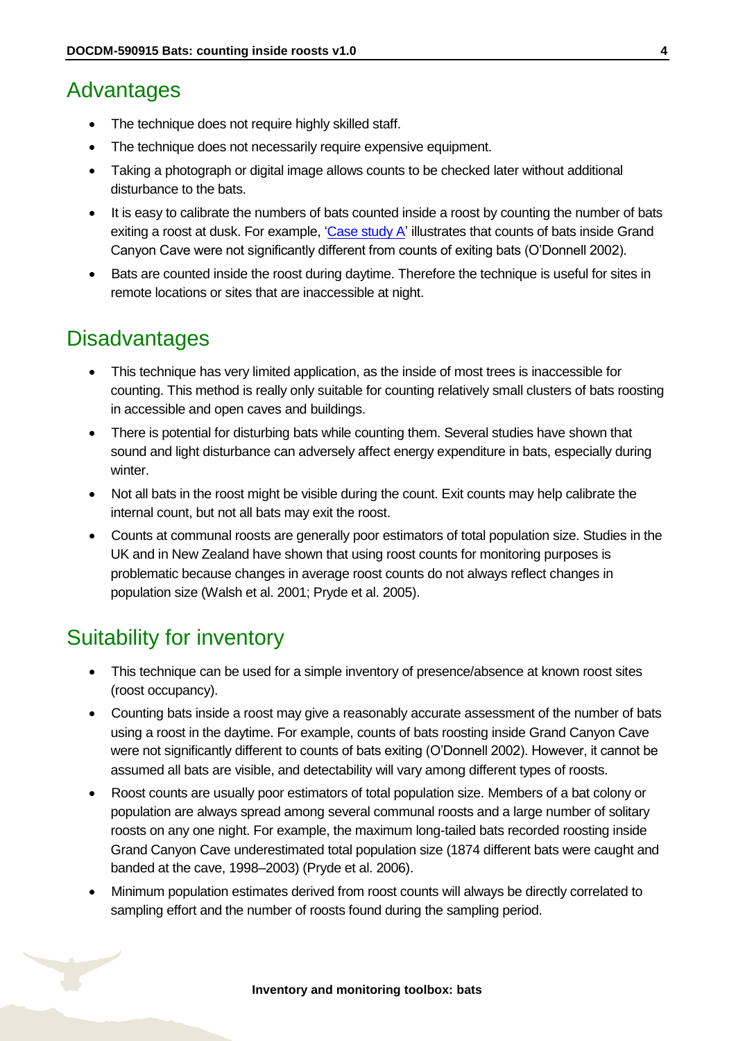## Advantages

- The technique does not require highly skilled staff.
- The technique does not necessarily require expensive equipment.
- Taking a photograph or digital image allows counts to be checked later without additional disturbance to the bats.
- It is easy to calibrate the numbers of bats counted inside a roost by counting the number of bats exiting a roost at dusk. For example, 'Case study A' illustrates that counts of bats inside Grand Canyon Cave were not significantly different from counts of exiting bats (O'Donnell 2002).
- Bats are counted inside the roost during daytime. Therefore the technique is useful for sites in remote locations or sites that are inaccessible at night.

## Disadvantages

- This technique has very limited application, as the inside of most trees is inaccessible for counting. This method is really only suitable for counting relatively small clusters of bats roosting in accessible and open caves and buildings.
- There is potential for disturbing bats while counting them. Several studies have shown that sound and light disturbance can adversely affect energy expenditure in bats, especially during winter.
- Not all bats in the roost might be visible during the count. Exit counts may help calibrate the internal count, but not all bats may exit the roost.
- Counts at communal roosts are generally poor estimators of total population size. Studies in the UK and in New Zealand have shown that using roost counts for monitoring purposes is problematic because changes in average roost counts do not always reflect changes in population size (Walsh et al. 2001; Pryde et al. 2005).

## Suitability for inventory

- This technique can be used for a simple inventory of presence/absence at known roost sites (roost occupancy).
- Counting bats inside a roost may give a reasonably accurate assessment of the number of bats using a roost in the daytime. For example, counts of bats roosting inside Grand Canyon Cave were not significantly different to counts of bats exiting (O'Donnell 2002). However, it cannot be assumed all bats are visible, and detectability will vary among different types of roosts.
- Roost counts are usually poor estimators of total population size. Members of a bat colony or population are always spread among several communal roosts and a large number of solitary roosts on any one night. For example, the maximum long-tailed bats recorded roosting inside Grand Canyon Cave underestimated total population size (1874 different bats were caught and banded at the cave, 1998–2003) (Pryde et al. 2006).
- Minimum population estimates derived from roost counts will always be directly correlated to sampling effort and the number of roosts found during the sampling period.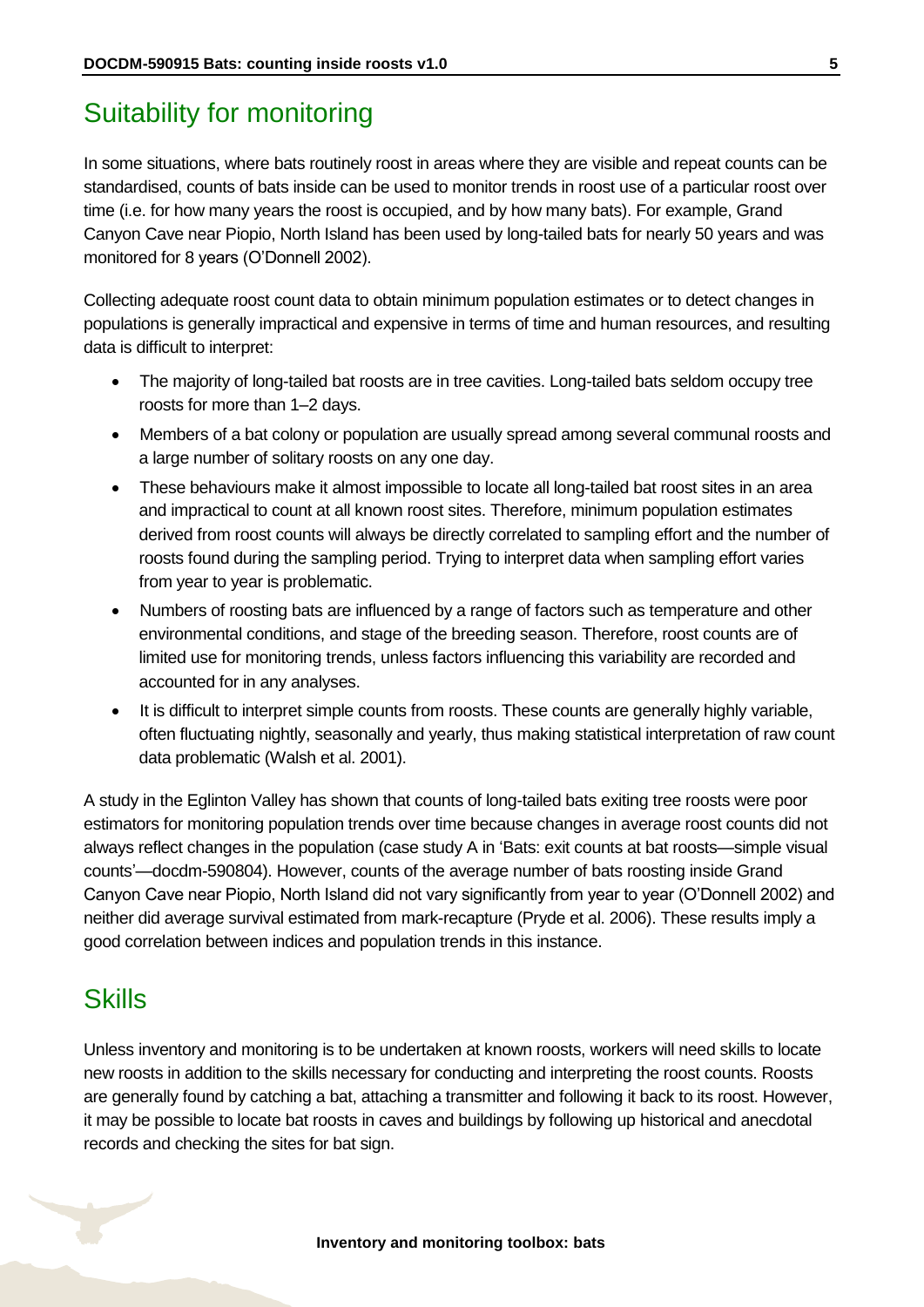## Suitability for monitoring

In some situations, where bats routinely roost in areas where they are visible and repeat counts can be standardised, counts of bats inside can be used to monitor trends in roost use of a particular roost over time (i.e. for how many years the roost is occupied, and by how many bats). For example, Grand Canyon Cave near Piopio, North Island has been used by long-tailed bats for nearly 50 years and was monitored for 8 years (O'Donnell 2002).

Collecting adequate roost count data to obtain minimum population estimates or to detect changes in populations is generally impractical and expensive in terms of time and human resources, and resulting data is difficult to interpret:

- The majority of long-tailed bat roosts are in tree cavities. Long-tailed bats seldom occupy tree roosts for more than 1–2 days.
- Members of a bat colony or population are usually spread among several communal roosts and a large number of solitary roosts on any one day.
- These behaviours make it almost impossible to locate all long-tailed bat roost sites in an area and impractical to count at all known roost sites. Therefore, minimum population estimates derived from roost counts will always be directly correlated to sampling effort and the number of roosts found during the sampling period. Trying to interpret data when sampling effort varies from year to year is problematic.
- Numbers of roosting bats are influenced by a range of factors such as temperature and other environmental conditions, and stage of the breeding season. Therefore, roost counts are of limited use for monitoring trends, unless factors influencing this variability are recorded and accounted for in any analyses.
- It is difficult to interpret simple counts from roosts. These counts are generally highly variable, often fluctuating nightly, seasonally and yearly, thus making statistical interpretation of raw count data problematic (Walsh et al. 2001).

A study in the Eglinton Valley has shown that counts of long-tailed bats exiting tree roosts were poor estimators for monitoring population trends over time because changes in average roost counts did not always reflect changes in the population (case study A in 'Bats: exit counts at bat roosts—simple visual counts'—docdm-590804). However, counts of the average number of bats roosting inside Grand Canyon Cave near Piopio, North Island did not vary significantly from year to year (O'Donnell 2002) and neither did average survival estimated from mark-recapture (Pryde et al. 2006). These results imply a good correlation between indices and population trends in this instance.

## Skills

Unless inventory and monitoring is to be undertaken at known roosts, workers will need skills to locate new roosts in addition to the skills necessary for conducting and interpreting the roost counts. Roosts are generally found by catching a bat, attaching a transmitter and following it back to its roost. However, it may be possible to locate bat roosts in caves and buildings by following up historical and anecdotal records and checking the sites for bat sign.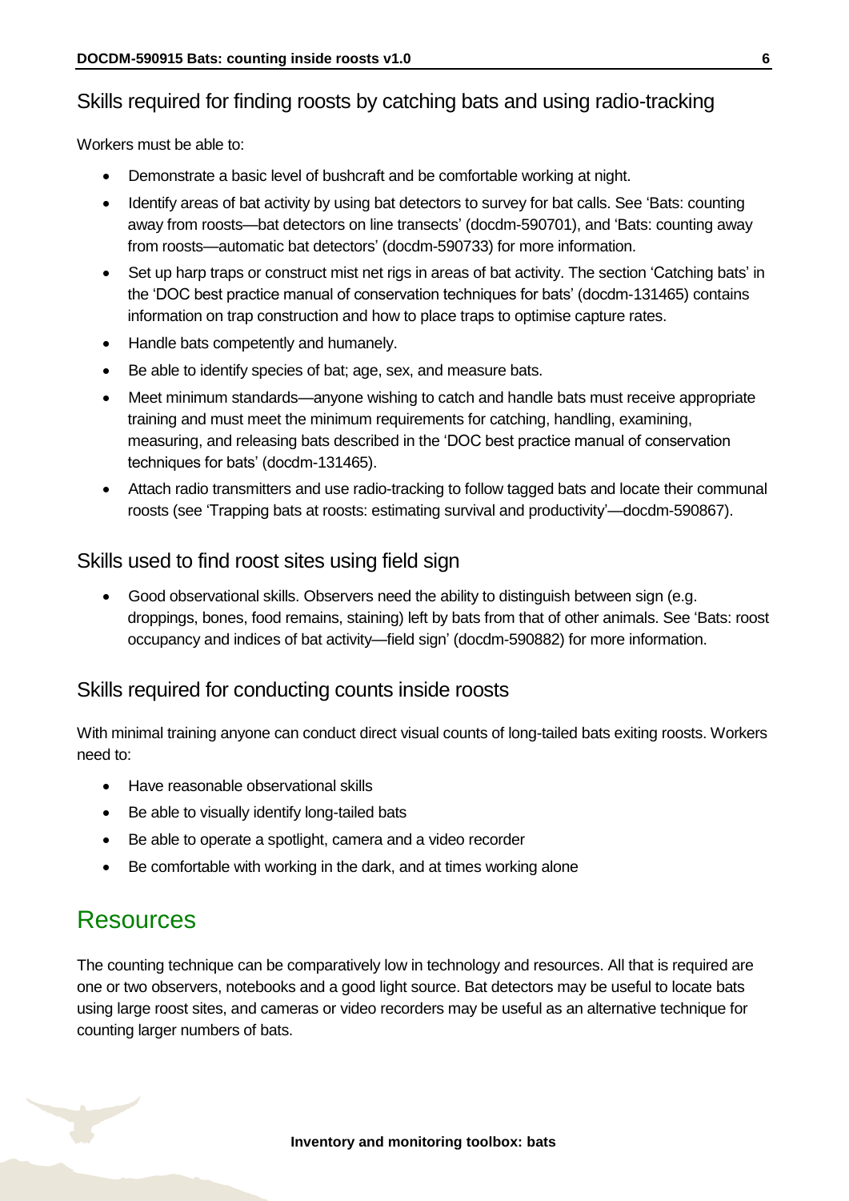## Skills required for finding roosts by catching bats and using radio-tracking

Workers must be able to:

- Demonstrate a basic level of bushcraft and be comfortable working at night.
- Identify areas of bat activity by using bat detectors to survey for bat calls. See 'Bats: counting away from roosts—bat detectors on line transects' (docdm-590701), and 'Bats: counting away from roosts—automatic bat detectors' (docdm-590733) for more information.
- Set up harp traps or construct mist net rigs in areas of bat activity. The section 'Catching bats' in the 'DOC best practice manual of conservation techniques for bats' (docdm-131465) contains information on trap construction and how to place traps to optimise capture rates.
- Handle bats competently and humanely.
- Be able to identify species of bat; age, sex, and measure bats.
- Meet minimum standards—anyone wishing to catch and handle bats must receive appropriate training and must meet the minimum requirements for catching, handling, examining, measuring, and releasing bats described in the 'DOC best practice manual of conservation techniques for bats' (docdm-131465).
- Attach radio transmitters and use radio-tracking to follow tagged bats and locate their communal roosts (see 'Trapping bats at roosts: estimating survival and productivity'—docdm-590867).

## Skills used to find roost sites using field sign

- Good observational skills. Observers need the ability to distinguish between sign (e.g. droppings, bones, food remains, staining) left by bats from that of other animals. See 'Bats: roost occupancy and indices of bat activity—field sign' (docdm-590882) for more information.

## Skills required for conducting counts inside roosts

With minimal training anyone can conduct direct visual counts of long-tailed bats exiting roosts. Workers need to:

- Have reasonable observational skills
- Be able to visually identify long-tailed bats
- Be able to operate a spotlight, camera and a video recorder
- Be comfortable with working in the dark, and at times working alone

# Resources

The counting technique can be comparatively low in technology and resources. All that is required are one or two observers, notebooks and a good light source. Bat detectors may be useful to locate bats using large roost sites, and cameras or video recorders may be useful as an alternative technique for counting larger numbers of bats.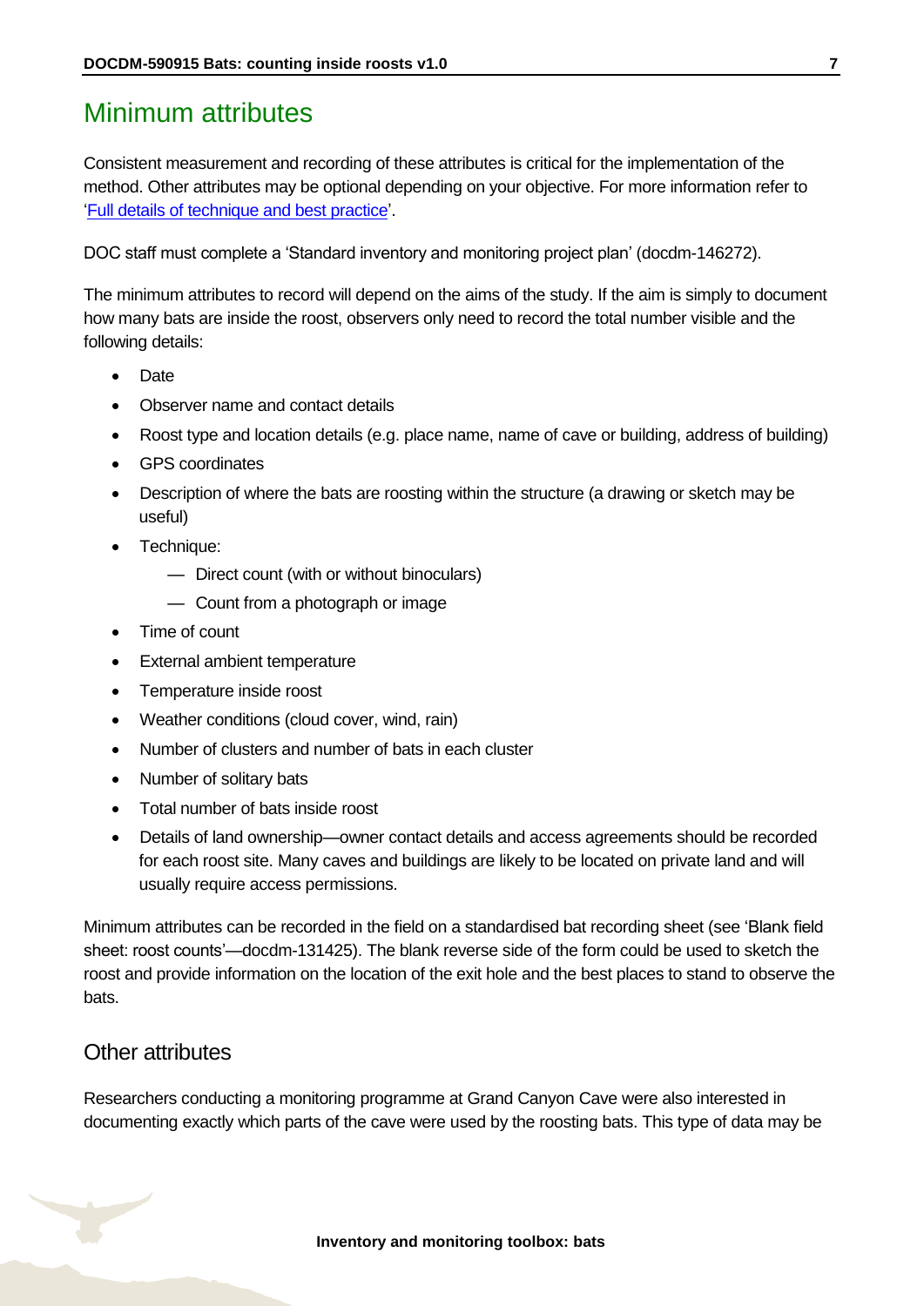# Minimum attributes

Consistent measurement and recording of these attributes is critical for the implementation of the method. Other attributes may be optional depending on your objective. For more information refer to '[Full details of technique and best practice](#)'.

DOC staff must complete a 'Standard inventory and monitoring project plan' (docdm-146272).

The minimum attributes to record will depend on the aims of the study. If the aim is simply to document how many bats are inside the roost, observers only need to record the total number visible and the following details:

- Date
- Observer name and contact details
- Roost type and location details (e.g. place name, name of cave or building, address of building)
- GPS coordinates
- Description of where the bats are roosting within the structure (a drawing or sketch may be useful)
- Technique:
  - Direct count (with or without binoculars)
  - Count from a photograph or image
- Time of count
- External ambient temperature
- Temperature inside roost
- Weather conditions (cloud cover, wind, rain)
- Number of clusters and number of bats in each cluster
- Number of solitary bats
- Total number of bats inside roost
- Details of land ownership—owner contact details and access agreements should be recorded for each roost site. Many caves and buildings are likely to be located on private land and will usually require access permissions.

Minimum attributes can be recorded in the field on a standardised bat recording sheet (see 'Blank field sheet: roost counts'—docdm-131425). The blank reverse side of the form could be used to sketch the roost and provide information on the location of the exit hole and the best places to stand to observe the bats.

## Other attributes

Researchers conducting a monitoring programme at Grand Canyon Cave were also interested in documenting exactly which parts of the cave were used by the roosting bats. This type of data may be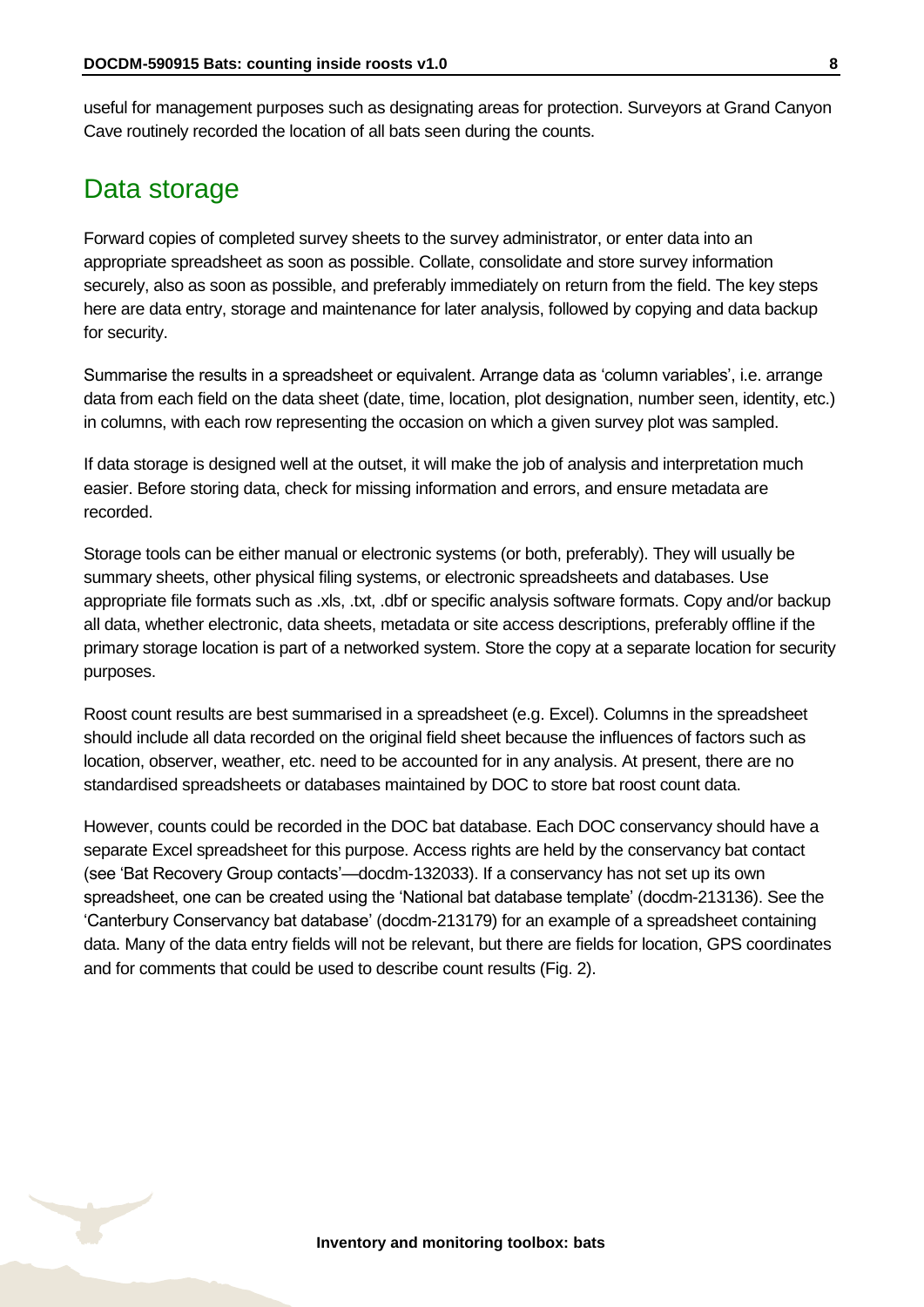useful for management purposes such as designating areas for protection. Surveyors at Grand Canyon Cave routinely recorded the location of all bats seen during the counts.

## Data storage

Forward copies of completed survey sheets to the survey administrator, or enter data into an appropriate spreadsheet as soon as possible. Collate, consolidate and store survey information securely, also as soon as possible, and preferably immediately on return from the field. The key steps here are data entry, storage and maintenance for later analysis, followed by copying and data backup for security.

Summarise the results in a spreadsheet or equivalent. Arrange data as 'column variables', i.e. arrange data from each field on the data sheet (date, time, location, plot designation, number seen, identity, etc.) in columns, with each row representing the occasion on which a given survey plot was sampled.

If data storage is designed well at the outset, it will make the job of analysis and interpretation much easier. Before storing data, check for missing information and errors, and ensure metadata are recorded.

Storage tools can be either manual or electronic systems (or both, preferably). They will usually be summary sheets, other physical filing systems, or electronic spreadsheets and databases. Use appropriate file formats such as .xls, .txt, .dbf or specific analysis software formats. Copy and/or backup all data, whether electronic, data sheets, metadata or site access descriptions, preferably offline if the primary storage location is part of a networked system. Store the copy at a separate location for security purposes.

Roost count results are best summarised in a spreadsheet (e.g. Excel). Columns in the spreadsheet should include all data recorded on the original field sheet because the influences of factors such as location, observer, weather, etc. need to be accounted for in any analysis. At present, there are no standardised spreadsheets or databases maintained by DOC to store bat roost count data.

However, counts could be recorded in the DOC bat database. Each DOC conservancy should have a separate Excel spreadsheet for this purpose. Access rights are held by the conservancy bat contact (see 'Bat Recovery Group contacts'—docdm-132033). If a conservancy has not set up its own spreadsheet, one can be created using the 'National bat database template' (docdm-213136). See the 'Canterbury Conservancy bat database' (docdm-213179) for an example of a spreadsheet containing data. Many of the data entry fields will not be relevant, but there are fields for location, GPS coordinates and for comments that could be used to describe count results (Fig. 2).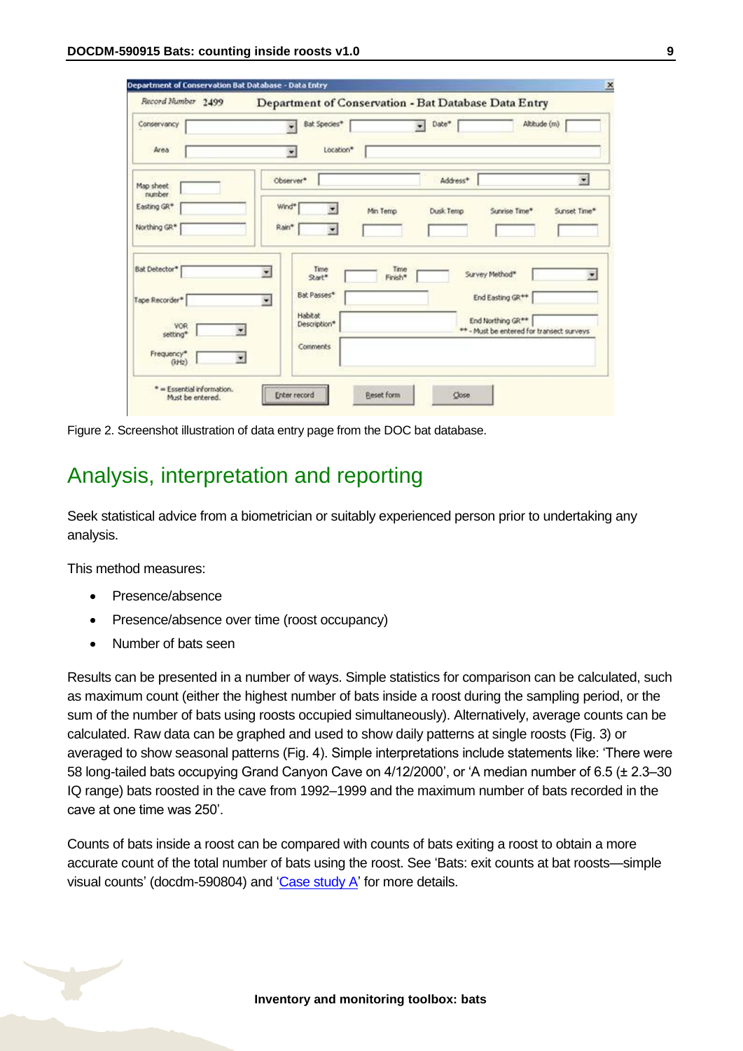Figure 2. Screenshot illustration of data entry page from the DOC bat database.

## Analysis, interpretation and reporting

Seek statistical advice from a biometrician or suitably experienced person prior to undertaking any analysis.

This method measures:

- Presence/absence
- Presence/absence over time (roost occupancy)
- Number of bats seen

Results can be presented in a number of ways. Simple statistics for comparison can be calculated, such as maximum count (either the highest number of bats inside a roost during the sampling period, or the sum of the number of bats using roosts occupied simultaneously). Alternatively, average counts can be calculated. Raw data can be graphed and used to show daily patterns at single roosts (Fig. 3) or averaged to show seasonal patterns (Fig. 4). Simple interpretations include statements like: 'There were 58 long-tailed bats occupying Grand Canyon Cave on 4/12/2000', or 'A median number of 6.5 (± 2.3–30 IQ range) bats roosted in the cave from 1992–1999 and the maximum number of bats recorded in the cave at one time was 250'.

Counts of bats inside a roost can be compared with counts of bats exiting a roost to obtain a more accurate count of the total number of bats using the roost. See 'Bats: exit counts at bat roosts—simple visual counts' (docdm-590804) and 'Case study A' for more details.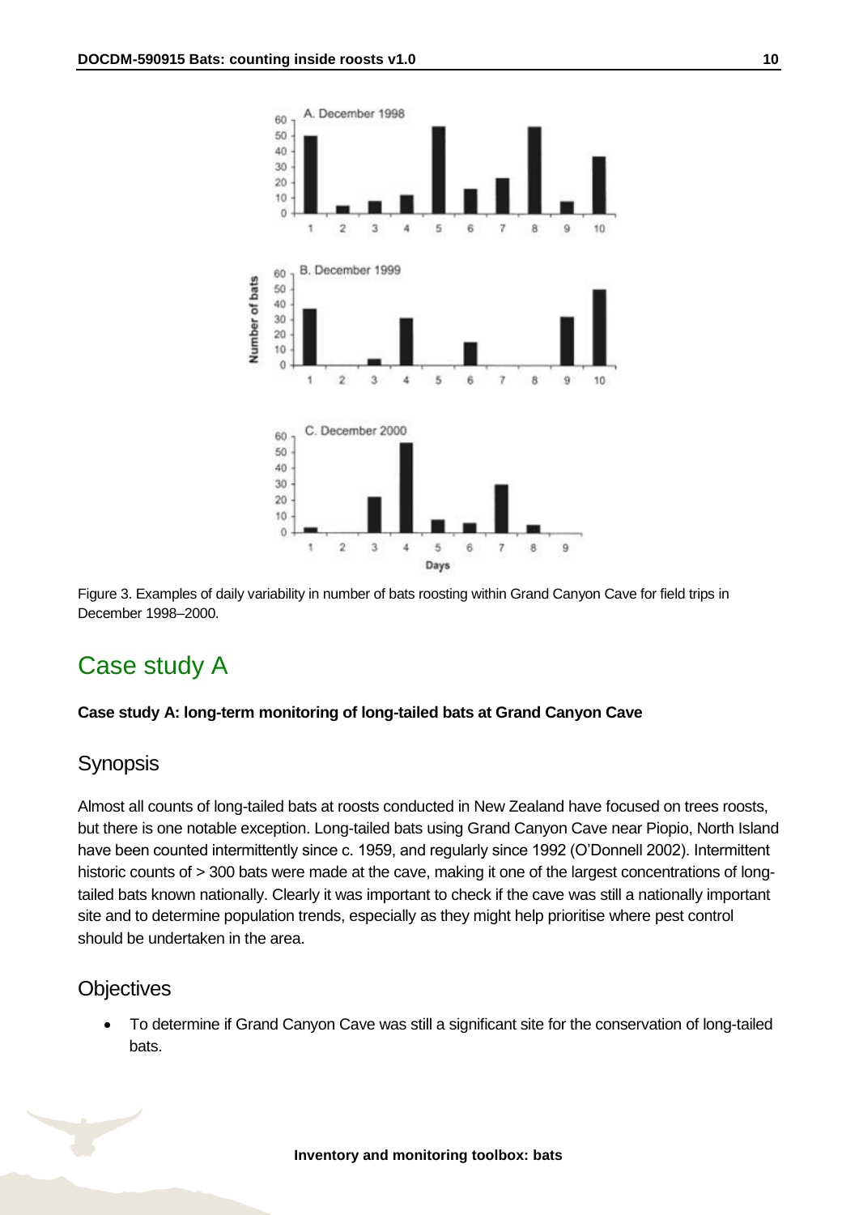Figure 3. Examples of daily variability in number of bats roosting within Grand Canyon Cave for field trips in December 1998–2000.

## Case study A

**Case study A: long-term monitoring of long-tailed bats at Grand Canyon Cave**

### Synopsis

Almost all counts of long-tailed bats at roosts conducted in New Zealand have focused on trees roosts, but there is one notable exception. Long-tailed bats using Grand Canyon Cave near Piopio, North Island have been counted intermittently since c. 1959, and regularly since 1992 (O'Donnell 2002). Intermittent historic counts of > 300 bats were made at the cave, making it one of the largest concentrations of long-tailed bats known nationally. Clearly it was important to check if the cave was still a nationally important site and to determine population trends, especially as they might help prioritise where pest control should be undertaken in the area.

### Objectives

- To determine if Grand Canyon Cave was still a significant site for the conservation of long-tailed bats.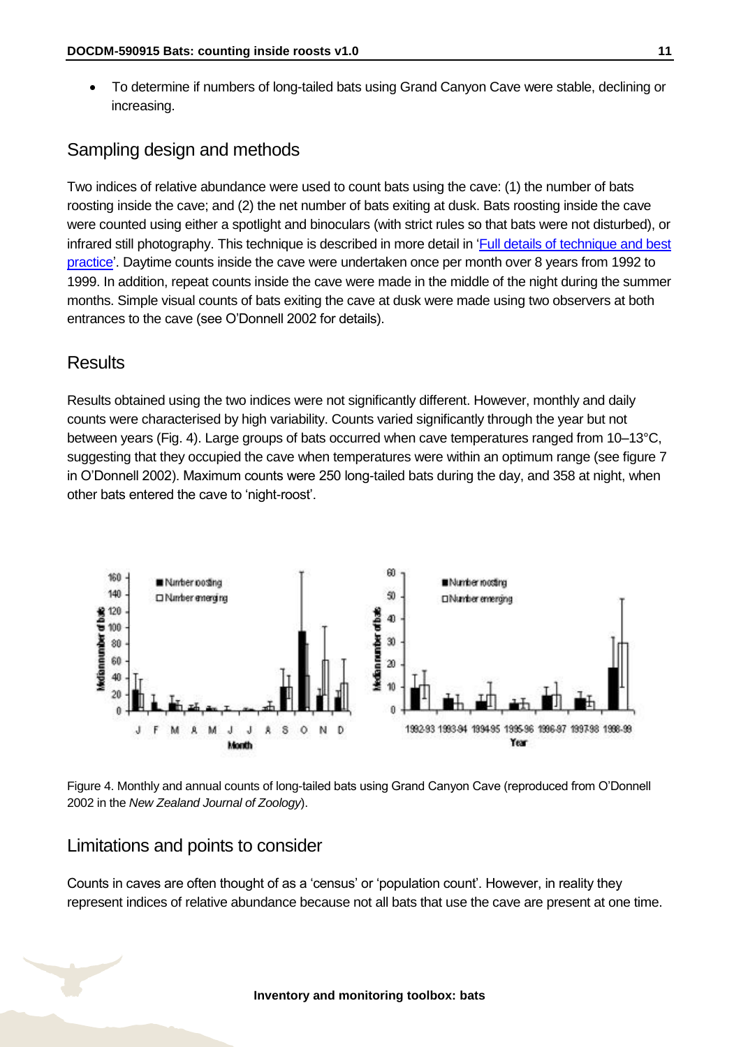- To determine if numbers of long-tailed bats using Grand Canyon Cave were stable, declining or increasing.

## Sampling design and methods

Two indices of relative abundance were used to count bats using the cave: (1) the number of bats roosting inside the cave; and (2) the net number of bats exiting at dusk. Bats roosting inside the cave were counted using either a spotlight and binoculars (with strict rules so that bats were not disturbed), or infrared still photography. This technique is described in more detail in 'Full details of technique and best practice'. Daytime counts inside the cave were undertaken once per month over 8 years from 1992 to 1999. In addition, repeat counts inside the cave were made in the middle of the night during the summer months. Simple visual counts of bats exiting the cave at dusk were made using two observers at both entrances to the cave (see O'Donnell 2002 for details).

## Results

Results obtained using the two indices were not significantly different. However, monthly and daily counts were characterised by high variability. Counts varied significantly through the year but not between years (Fig. 4). Large groups of bats occurred when cave temperatures ranged from 10–13°C, suggesting that they occupied the cave when temperatures were within an optimum range (see figure 7 in O'Donnell 2002). Maximum counts were 250 long-tailed bats during the day, and 358 at night, when other bats entered the cave to 'night-roost'.

Figure 4. Monthly and annual counts of long-tailed bats using Grand Canyon Cave (reproduced from O'Donnell 2002 in the *New Zealand Journal of Zoology*).

## Limitations and points to consider

Counts in caves are often thought of as a 'census' or 'population count'. However, in reality they represent indices of relative abundance because not all bats that use the cave are present at one time.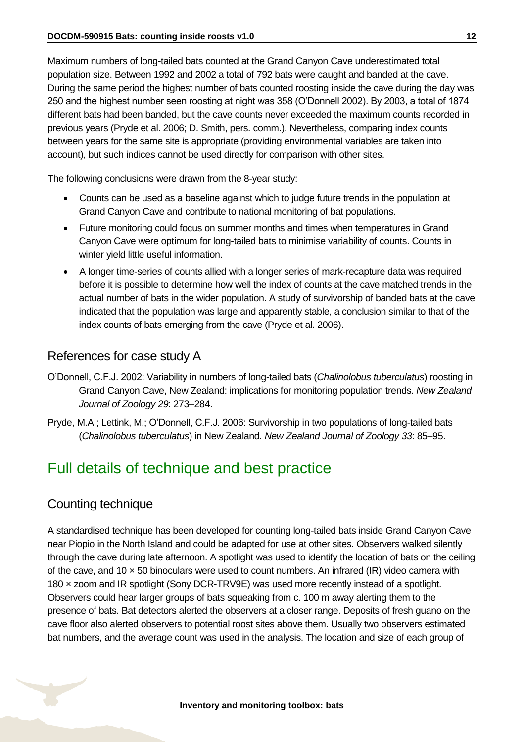Maximum numbers of long-tailed bats counted at the Grand Canyon Cave underestimated total population size. Between 1992 and 2002 a total of 792 bats were caught and banded at the cave. During the same period the highest number of bats counted roosting inside the cave during the day was 250 and the highest number seen roosting at night was 358 (O'Donnell 2002). By 2003, a total of 1874 different bats had been banded, but the cave counts never exceeded the maximum counts recorded in previous years (Pryde et al. 2006; D. Smith, pers. comm.). Nevertheless, comparing index counts between years for the same site is appropriate (providing environmental variables are taken into account), but such indices cannot be used directly for comparison with other sites.

The following conclusions were drawn from the 8-year study:

- Counts can be used as a baseline against which to judge future trends in the population at Grand Canyon Cave and contribute to national monitoring of bat populations.
- Future monitoring could focus on summer months and times when temperatures in Grand Canyon Cave were optimum for long-tailed bats to minimise variability of counts. Counts in winter yield little useful information.
- A longer time-series of counts allied with a longer series of mark-recapture data was required before it is possible to determine how well the index of counts at the cave matched trends in the actual number of bats in the wider population. A study of survivorship of banded bats at the cave indicated that the population was large and apparently stable, a conclusion similar to that of the index counts of bats emerging from the cave (Pryde et al. 2006).

### References for case study A

O'Donnell, C.F.J. 2002: Variability in numbers of long-tailed bats (*Chalinolobus tuberculatus*) roosting in Grand Canyon Cave, New Zealand: implications for monitoring population trends. *New Zealand Journal of Zoology 29*: 273–284.

Pryde, M.A.; Lettink, M.; O'Donnell, C.F.J. 2006: Survivorship in two populations of long-tailed bats (*Chalinolobus tuberculatus*) in New Zealand. *New Zealand Journal of Zoology 33*: 85–95.

## Full details of technique and best practice

### Counting technique

A standardised technique has been developed for counting long-tailed bats inside Grand Canyon Cave near Piopio in the North Island and could be adapted for use at other sites. Observers walked silently through the cave during late afternoon. A spotlight was used to identify the location of bats on the ceiling of the cave, and 10 × 50 binoculars were used to count numbers. An infrared (IR) video camera with 180 × zoom and IR spotlight (Sony DCR-TRV9E) was used more recently instead of a spotlight. Observers could hear larger groups of bats squeaking from c. 100 m away alerting them to the presence of bats. Bat detectors alerted the observers at a closer range. Deposits of fresh guano on the cave floor also alerted observers to potential roost sites above them. Usually two observers estimated bat numbers, and the average count was used in the analysis. The location and size of each group of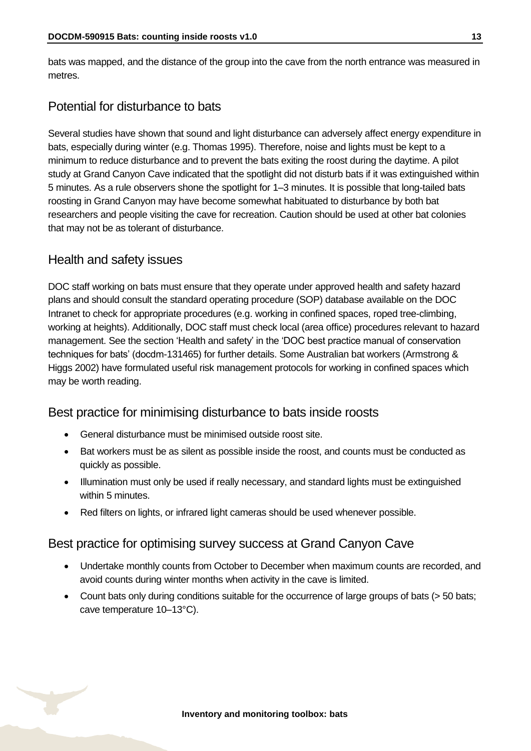bats was mapped, and the distance of the group into the cave from the north entrance was measured in metres.

## Potential for disturbance to bats

Several studies have shown that sound and light disturbance can adversely affect energy expenditure in bats, especially during winter (e.g. Thomas 1995). Therefore, noise and lights must be kept to a minimum to reduce disturbance and to prevent the bats exiting the roost during the daytime. A pilot study at Grand Canyon Cave indicated that the spotlight did not disturb bats if it was extinguished within 5 minutes. As a rule observers shone the spotlight for 1–3 minutes. It is possible that long-tailed bats roosting in Grand Canyon may have become somewhat habituated to disturbance by both bat researchers and people visiting the cave for recreation. Caution should be used at other bat colonies that may not be as tolerant of disturbance.

## Health and safety issues

DOC staff working on bats must ensure that they operate under approved health and safety hazard plans and should consult the standard operating procedure (SOP) database available on the DOC Intranet to check for appropriate procedures (e.g. working in confined spaces, roped tree-climbing, working at heights). Additionally, DOC staff must check local (area office) procedures relevant to hazard management. See the section 'Health and safety' in the 'DOC best practice manual of conservation techniques for bats' (docdm-131465) for further details. Some Australian bat workers (Armstrong & Higgs 2002) have formulated useful risk management protocols for working in confined spaces which may be worth reading.

## Best practice for minimising disturbance to bats inside roosts

- General disturbance must be minimised outside roost site.
- Bat workers must be as silent as possible inside the roost, and counts must be conducted as quickly as possible.
- Illumination must only be used if really necessary, and standard lights must be extinguished within 5 minutes.
- Red filters on lights, or infrared light cameras should be used whenever possible.

## Best practice for optimising survey success at Grand Canyon Cave

- Undertake monthly counts from October to December when maximum counts are recorded, and avoid counts during winter months when activity in the cave is limited.
- Count bats only during conditions suitable for the occurrence of large groups of bats (> 50 bats; cave temperature 10–13°C).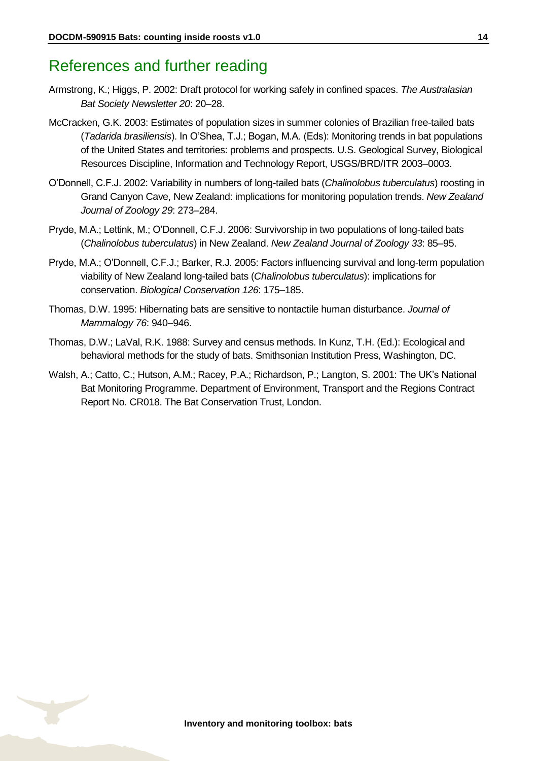# References and further reading

Armstrong, K.; Higgs, P. 2002: Draft protocol for working safely in confined spaces. *The Australasian Bat Society Newsletter 20*: 20–28.

McCracken, G.K. 2003: Estimates of population sizes in summer colonies of Brazilian free-tailed bats (*Tadarida brasiliensis*). In O'Shea, T.J.; Bogan, M.A. (Eds): Monitoring trends in bat populations of the United States and territories: problems and prospects. U.S. Geological Survey, Biological Resources Discipline, Information and Technology Report, USGS/BRD/ITR 2003–0003.

O'Donnell, C.F.J. 2002: Variability in numbers of long-tailed bats (*Chalinolobus tuberculatus*) roosting in Grand Canyon Cave, New Zealand: implications for monitoring population trends. *New Zealand Journal of Zoology 29*: 273–284.

Pryde, M.A.; Lettink, M.; O'Donnell, C.F.J. 2006: Survivorship in two populations of long-tailed bats (*Chalinolobus tuberculatus*) in New Zealand. *New Zealand Journal of Zoology 33*: 85–95.

Pryde, M.A.; O'Donnell, C.F.J.; Barker, R.J. 2005: Factors influencing survival and long-term population viability of New Zealand long-tailed bats (*Chalinolobus tuberculatus*): implications for conservation. *Biological Conservation 126*: 175–185.

Thomas, D.W. 1995: Hibernating bats are sensitive to nontactile human disturbance. *Journal of Mammalogy 76*: 940–946.

Thomas, D.W.; LaVal, R.K. 1988: Survey and census methods. In Kunz, T.H. (Ed.): Ecological and behavioral methods for the study of bats. Smithsonian Institution Press, Washington, DC.

Walsh, A.; Catto, C.; Hutson, A.M.; Racey, P.A.; Richardson, P.; Langton, S. 2001: The UK's National Bat Monitoring Programme. Department of Environment, Transport and the Regions Contract Report No. CR018. The Bat Conservation Trust, London.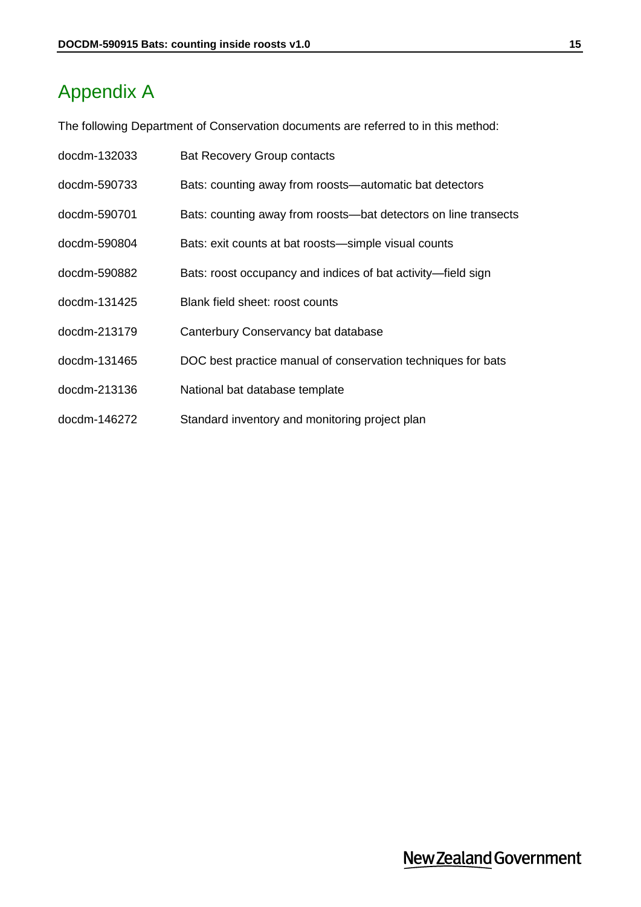# Appendix A

The following Department of Conservation documents are referred to in this method:

| | |
|---|---|
| docdm-132033 | Bat Recovery Group contacts |
| docdm-590733 | Bats: counting away from roosts—automatic bat detectors |
| docdm-590701 | Bats: counting away from roosts—bat detectors on line transects |
| docdm-590804 | Bats: exit counts at bat roosts—simple visual counts |
| docdm-590882 | Bats: roost occupancy and indices of bat activity—field sign |
| docdm-131425 | Blank field sheet: roost counts |
| docdm-213179 | Canterbury Conservancy bat database |
| docdm-131465 | DOC best practice manual of conservation techniques for bats |
| docdm-213136 | National bat database template |
| docdm-146272 | Standard inventory and monitoring project plan |

New Zealand Government